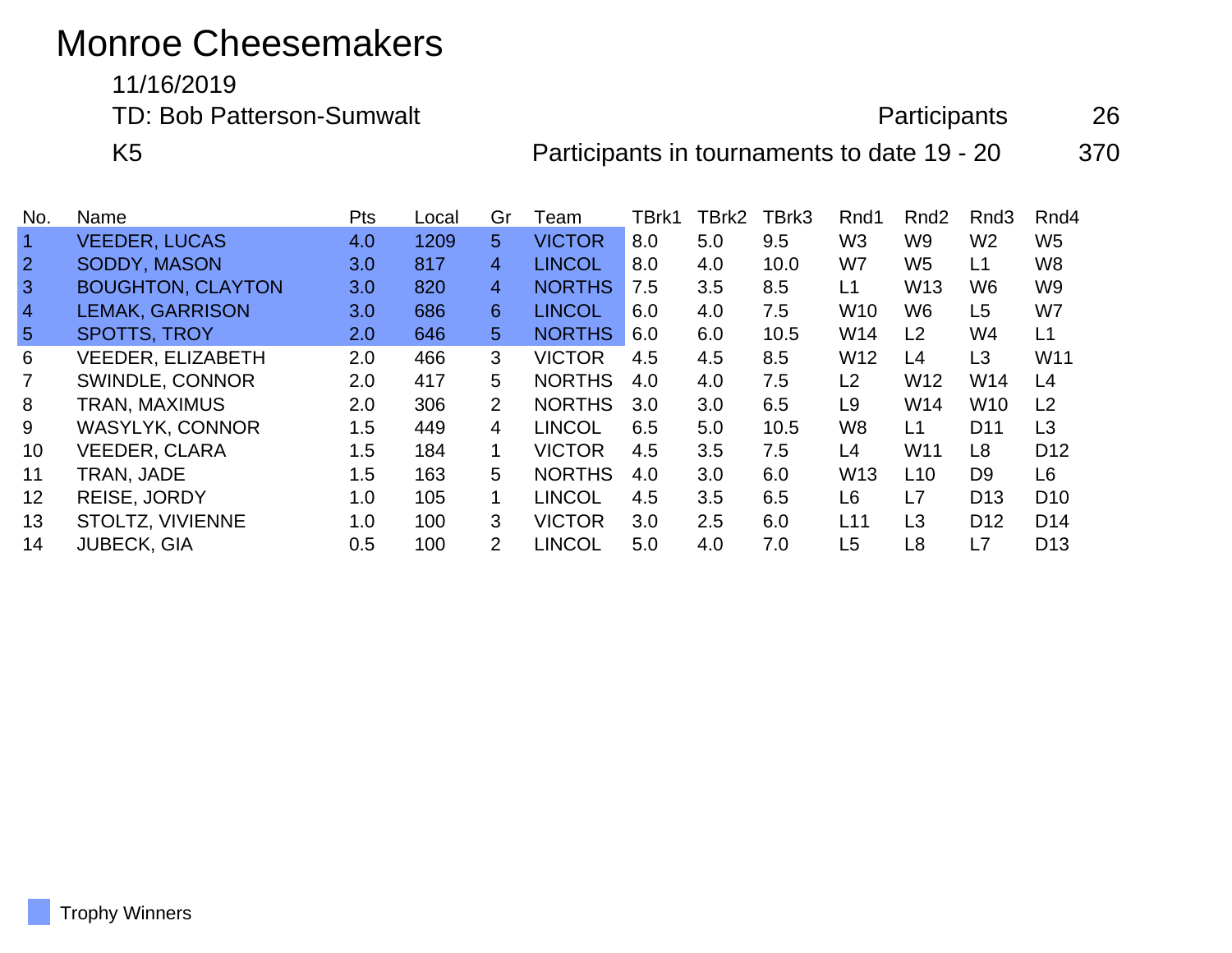# Monroe Cheesemakers

11/16/2019

TD: Bob Patterson-Sumwalt

K5

Participants 26

Participants in tournaments to date 19 - 20 370

| No. | Name | Pts | Local | Gr | Team | TBrk1 | TBrk2 | TBrk3 | Rnd1 | Rnd2 | Rnd3 | Rnd4 |
|---|---|---|---|---|---|---|---|---|---|---|---|---|
| 1 | VEEDER, LUCAS | 4.0 | 1209 | 5 | VICTOR | 8.0 | 5.0 | 9.5 | W3 | W9 | W2 | W5 |
| 2 | SODDY, MASON | 3.0 | 817 | 4 | LINCOL | 8.0 | 4.0 | 10.0 | W7 | W5 | L1 | W8 |
| 3 | BOUGHTON, CLAYTON | 3.0 | 820 | 4 | NORTHS | 7.5 | 3.5 | 8.5 | L1 | W13 | W6 | W9 |
| 4 | LEMAK, GARRISON | 3.0 | 686 | 6 | LINCOL | 6.0 | 4.0 | 7.5 | W10 | W6 | L5 | W7 |
| 5 | SPOTTS, TROY | 2.0 | 646 | 5 | NORTHS | 6.0 | 6.0 | 10.5 | W14 | L2 | W4 | L1 |
| 6 | VEEDER, ELIZABETH | 2.0 | 466 | 3 | VICTOR | 4.5 | 4.5 | 8.5 | W12 | L4 | L3 | W11 |
| 7 | SWINDLE, CONNOR | 2.0 | 417 | 5 | NORTHS | 4.0 | 4.0 | 7.5 | L2 | W12 | W14 | L4 |
| 8 | TRAN, MAXIMUS | 2.0 | 306 | 2 | NORTHS | 3.0 | 3.0 | 6.5 | L9 | W14 | W10 | L2 |
| 9 | WASYLYK, CONNOR | 1.5 | 449 | 4 | LINCOL | 6.5 | 5.0 | 10.5 | W8 | L1 | D11 | L3 |
| 10 | VEEDER, CLARA | 1.5 | 184 | 1 | VICTOR | 4.5 | 3.5 | 7.5 | L4 | W11 | L8 | D12 |
| 11 | TRAN, JADE | 1.5 | 163 | 5 | NORTHS | 4.0 | 3.0 | 6.0 | W13 | L10 | D9 | L6 |
| 12 | REISE, JORDY | 1.0 | 105 | 1 | LINCOL | 4.5 | 3.5 | 6.5 | L6 | L7 | D13 | D10 |
| 13 | STOLTZ, VIVIENNE | 1.0 | 100 | 3 | VICTOR | 3.0 | 2.5 | 6.0 | L11 | L3 | D12 | D14 |
| 14 | JUBECK, GIA | 0.5 | 100 | 2 | LINCOL | 5.0 | 4.0 | 7.0 | L5 | L8 | L7 | D13 |

Trophy Winners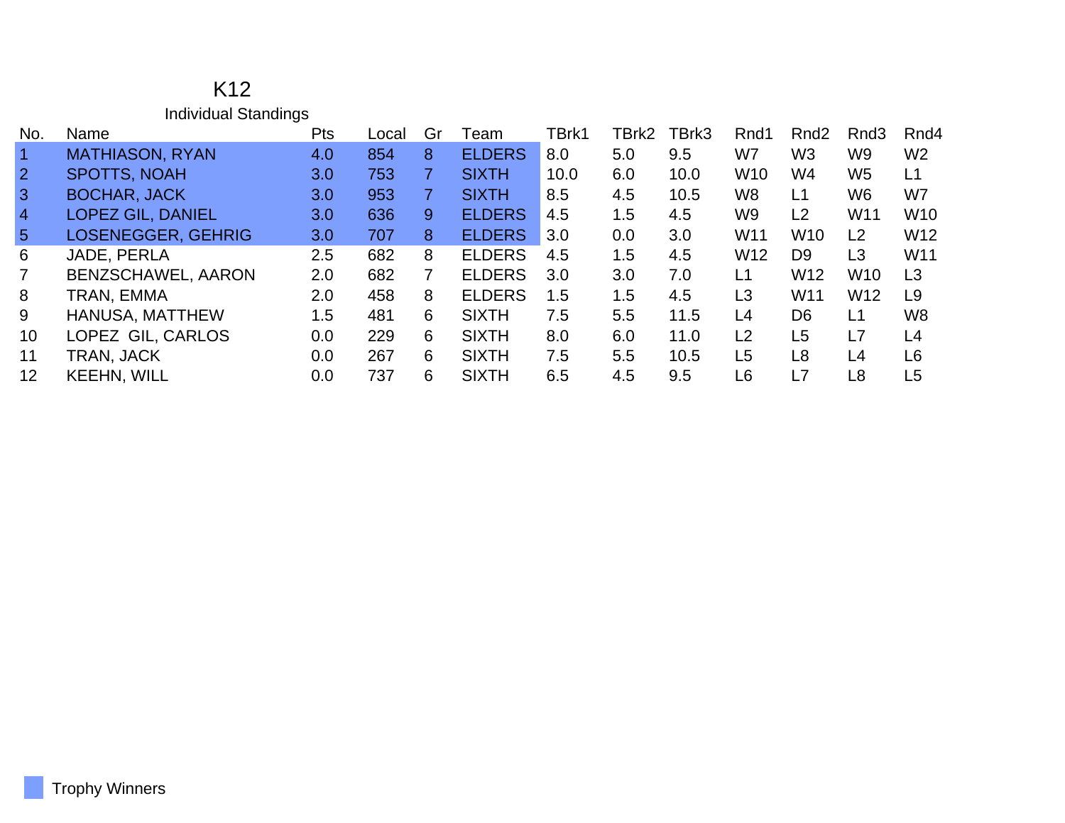# K12

## Individual Standings

| No. | Name | Pts | Local | Gr | Team | TBrk1 | TBrk2 | TBrk3 | Rnd1 | Rnd2 | Rnd3 | Rnd4 |
|---|---|---|---|---|---|---|---|---|---|---|---|---|
| 1 | MATHIASON, RYAN | 4.0 | 854 | 8 | ELDERS | 8.0 | 5.0 | 9.5 | W7 | W3 | W9 | W2 |
| 2 | SPOTTS, NOAH | 3.0 | 753 | 7 | SIXTH | 10.0 | 6.0 | 10.0 | W10 | W4 | W5 | L1 |
| 3 | BOCHAR, JACK | 3.0 | 953 | 7 | SIXTH | 8.5 | 4.5 | 10.5 | W8 | L1 | W6 | W7 |
| 4 | LOPEZ GIL, DANIEL | 3.0 | 636 | 9 | ELDERS | 4.5 | 1.5 | 4.5 | W9 | L2 | W11 | W10 |
| 5 | LOSENEGGER, GEHRIG | 3.0 | 707 | 8 | ELDERS | 3.0 | 0.0 | 3.0 | W11 | W10 | L2 | W12 |
| 6 | JADE, PERLA | 2.5 | 682 | 8 | ELDERS | 4.5 | 1.5 | 4.5 | W12 | D9 | L3 | W11 |
| 7 | BENZSCHAWEL, AARON | 2.0 | 682 | 7 | ELDERS | 3.0 | 3.0 | 7.0 | L1 | W12 | W10 | L3 |
| 8 | TRAN, EMMA | 2.0 | 458 | 8 | ELDERS | 1.5 | 1.5 | 4.5 | L3 | W11 | W12 | L9 |
| 9 | HANUSA, MATTHEW | 1.5 | 481 | 6 | SIXTH | 7.5 | 5.5 | 11.5 | L4 | D6 | L1 | W8 |
| 10 | LOPEZ GIL, CARLOS | 0.0 | 229 | 6 | SIXTH | 8.0 | 6.0 | 11.0 | L2 | L5 | L7 | L4 |
| 11 | TRAN, JACK | 0.0 | 267 | 6 | SIXTH | 7.5 | 5.5 | 10.5 | L5 | L8 | L4 | L6 |
| 12 | KEEHN, WILL | 0.0 | 737 | 6 | SIXTH | 6.5 | 4.5 | 9.5 | L6 | L7 | L8 | L5 |

Trophy Winners (highlighted: Nos. 1–5)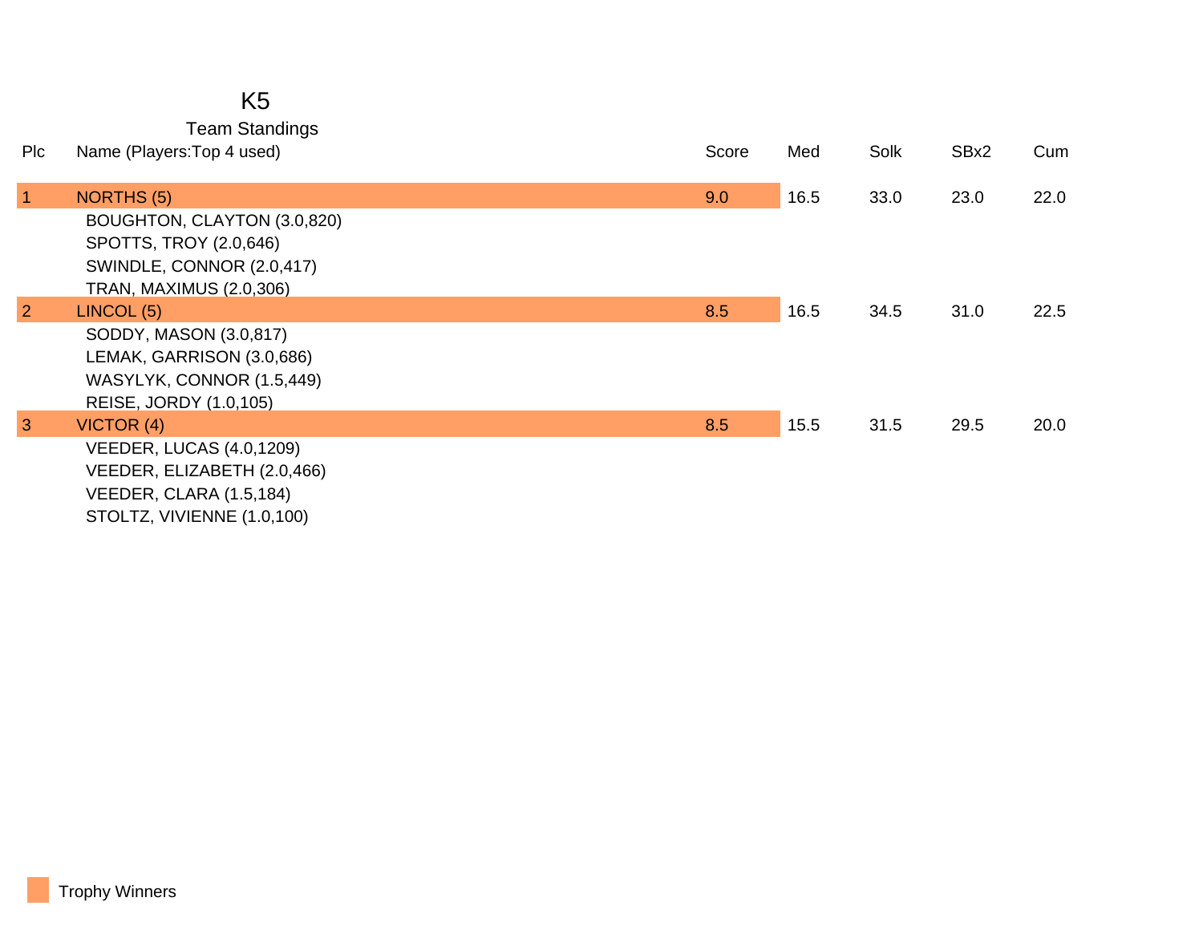# K5

## Team Standings

| Plc | Name (Players:Top 4 used) | Score | Med | Solk | SBx2 | Cum |
|---|---|---|---|---|---|---|
| 1 | NORTHS (5) | 9.0 | 16.5 | 33.0 | 23.0 | 22.0 |
| | BOUGHTON, CLAYTON (3.0,820) | | | | | |
| | SPOTTS, TROY (2.0,646) | | | | | |
| | SWINDLE, CONNOR (2.0,417) | | | | | |
| | TRAN, MAXIMUS (2.0,306) | | | | | |
| 2 | LINCOL (5) | 8.5 | 16.5 | 34.5 | 31.0 | 22.5 |
| | SODDY, MASON (3.0,817) | | | | | |
| | LEMAK, GARRISON (3.0,686) | | | | | |
| | WASYLYK, CONNOR (1.5,449) | | | | | |
| | REISE, JORDY (1.0,105) | | | | | |
| 3 | VICTOR (4) | 8.5 | 15.5 | 31.5 | 29.5 | 20.0 |
| | VEEDER, LUCAS (4.0,1209) | | | | | |
| | VEEDER, ELIZABETH (2.0,466) | | | | | |
| | VEEDER, CLARA (1.5,184) | | | | | |
| | STOLTZ, VIVIENNE (1.0,100) | | | | | |

Trophy Winners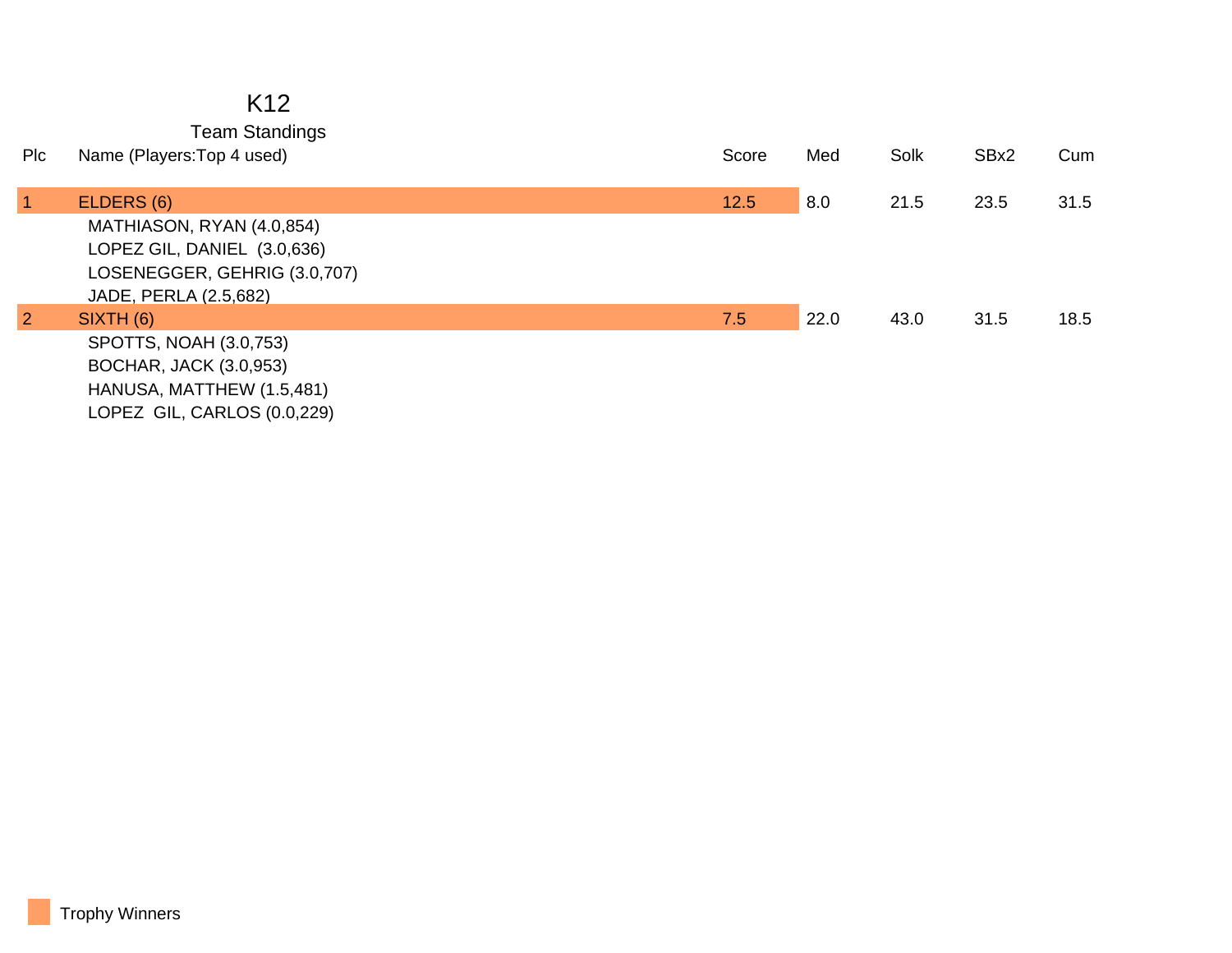# K12

## Team Standings

| Plc | Name (Players:Top 4 used) | Score | Med | Solk | SBx2 | Cum |
|---|---|---|---|---|---|---|
| 1 | ELDERS (6) | 12.5 | 8.0 | 21.5 | 23.5 | 31.5 |
| | MATHIASON, RYAN (4.0,854) | | | | | |
| | LOPEZ GIL, DANIEL (3.0,636) | | | | | |
| | LOSENEGGER, GEHRIG (3.0,707) | | | | | |
| | JADE, PERLA (2.5,682) | | | | | |
| 2 | SIXTH (6) | 7.5 | 22.0 | 43.0 | 31.5 | 18.5 |
| | SPOTTS, NOAH (3.0,753) | | | | | |
| | BOCHAR, JACK (3.0,953) | | | | | |
| | HANUSA, MATTHEW (1.5,481) | | | | | |
| | LOPEZ GIL, CARLOS (0.0,229) | | | | | |

Trophy Winners